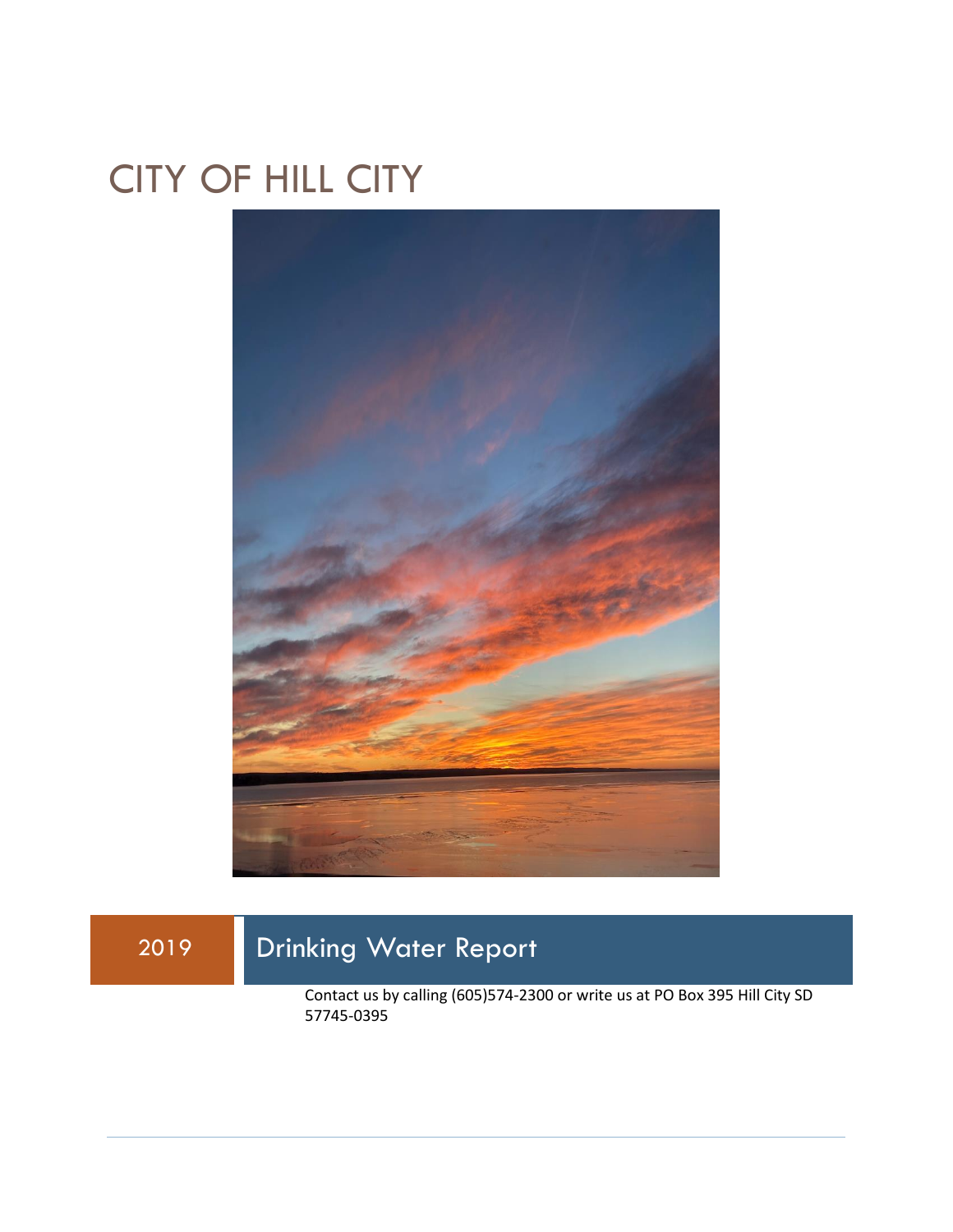# CITY OF HILL CITY

2019

## Drinking Water Report

Contact us by calling (605)574-2300 or write us at PO Box 395 Hill City SD 57745-0395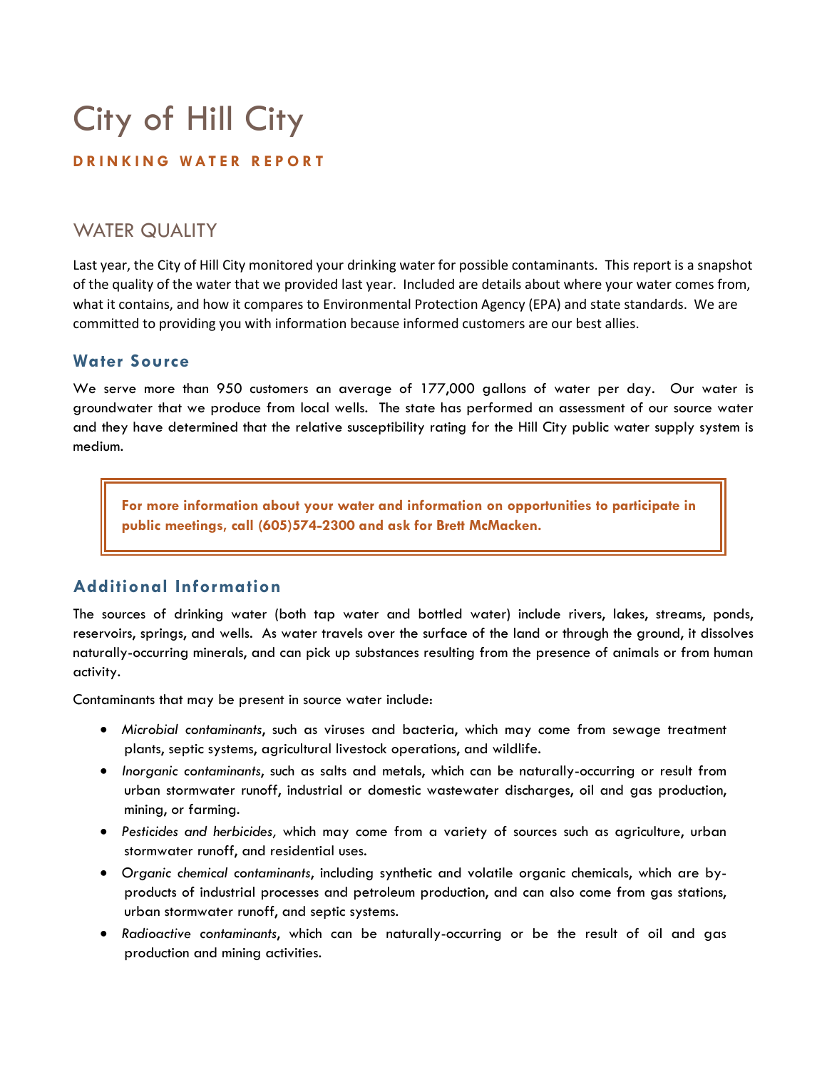# City of Hill City

**DRINKING WATER REPORT**

## WATER QUALITY

Last year, the City of Hill City monitored your drinking water for possible contaminants. This report is a snapshot of the quality of the water that we provided last year. Included are details about where your water comes from, what it contains, and how it compares to Environmental Protection Agency (EPA) and state standards. We are committed to providing you with information because informed customers are our best allies.

### Water Source

We serve more than 950 customers an average of 177,000 gallons of water per day. Our water is groundwater that we produce from local wells. The state has performed an assessment of our source water and they have determined that the relative susceptibility rating for the Hill City public water supply system is medium.

**For more information about your water and information on opportunities to participate in public meetings, call (605)574-2300 and ask for Brett McMacken.**

### Additional Information

The sources of drinking water (both tap water and bottled water) include rivers, lakes, streams, ponds, reservoirs, springs, and wells. As water travels over the surface of the land or through the ground, it dissolves naturally-occurring minerals, and can pick up substances resulting from the presence of animals or from human activity.

Contaminants that may be present in source water include:

- *Microbial contaminants*, such as viruses and bacteria, which may come from sewage treatment plants, septic systems, agricultural livestock operations, and wildlife.
- *Inorganic contaminants*, such as salts and metals, which can be naturally-occurring or result from urban stormwater runoff, industrial or domestic wastewater discharges, oil and gas production, mining, or farming.
- *Pesticides and herbicides,* which may come from a variety of sources such as agriculture, urban stormwater runoff, and residential uses.
- *Organic chemical contaminants*, including synthetic and volatile organic chemicals, which are by-products of industrial processes and petroleum production, and can also come from gas stations, urban stormwater runoff, and septic systems.
- *Radioactive contaminants*, which can be naturally-occurring or be the result of oil and gas production and mining activities.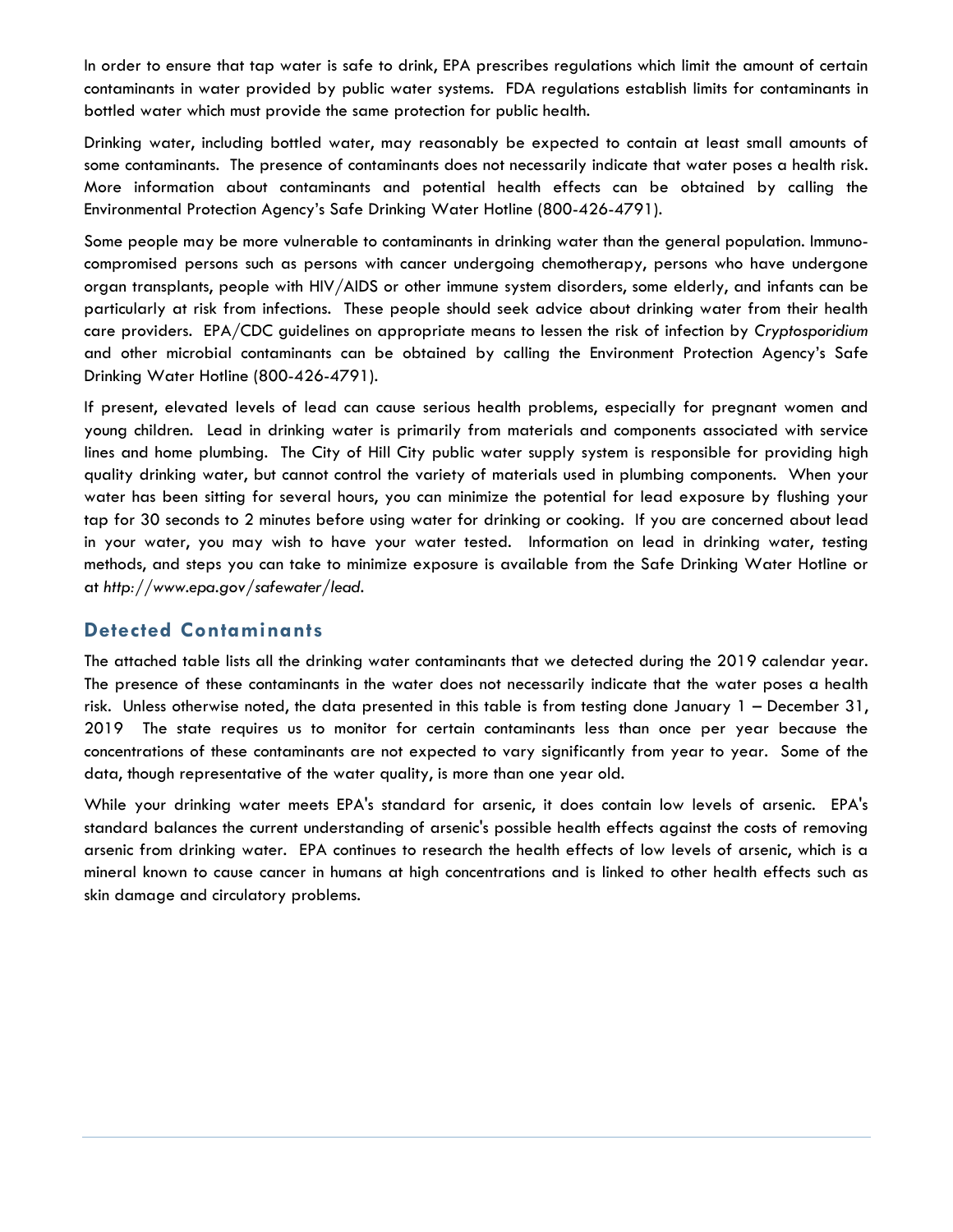In order to ensure that tap water is safe to drink, EPA prescribes regulations which limit the amount of certain contaminants in water provided by public water systems. FDA regulations establish limits for contaminants in bottled water which must provide the same protection for public health.

Drinking water, including bottled water, may reasonably be expected to contain at least small amounts of some contaminants. The presence of contaminants does not necessarily indicate that water poses a health risk. More information about contaminants and potential health effects can be obtained by calling the Environmental Protection Agency's Safe Drinking Water Hotline (800-426-4791).

Some people may be more vulnerable to contaminants in drinking water than the general population. Immuno-compromised persons such as persons with cancer undergoing chemotherapy, persons who have undergone organ transplants, people with HIV/AIDS or other immune system disorders, some elderly, and infants can be particularly at risk from infections. These people should seek advice about drinking water from their health care providers. EPA/CDC guidelines on appropriate means to lessen the risk of infection by *Cryptosporidium* and other microbial contaminants can be obtained by calling the Environment Protection Agency's Safe Drinking Water Hotline (800-426-4791).

If present, elevated levels of lead can cause serious health problems, especially for pregnant women and young children. Lead in drinking water is primarily from materials and components associated with service lines and home plumbing. The City of Hill City public water supply system is responsible for providing high quality drinking water, but cannot control the variety of materials used in plumbing components. When your water has been sitting for several hours, you can minimize the potential for lead exposure by flushing your tap for 30 seconds to 2 minutes before using water for drinking or cooking. If you are concerned about lead in your water, you may wish to have your water tested. Information on lead in drinking water, testing methods, and steps you can take to minimize exposure is available from the Safe Drinking Water Hotline or at *http://www.epa.gov/safewater/lead*.

## Detected Contaminants

The attached table lists all the drinking water contaminants that we detected during the 2019 calendar year. The presence of these contaminants in the water does not necessarily indicate that the water poses a health risk. Unless otherwise noted, the data presented in this table is from testing done January 1 – December 31, 2019 The state requires us to monitor for certain contaminants less than once per year because the concentrations of these contaminants are not expected to vary significantly from year to year. Some of the data, though representative of the water quality, is more than one year old.

While your drinking water meets EPA's standard for arsenic, it does contain low levels of arsenic. EPA's standard balances the current understanding of arsenic's possible health effects against the costs of removing arsenic from drinking water. EPA continues to research the health effects of low levels of arsenic, which is a mineral known to cause cancer in humans at high concentrations and is linked to other health effects such as skin damage and circulatory problems.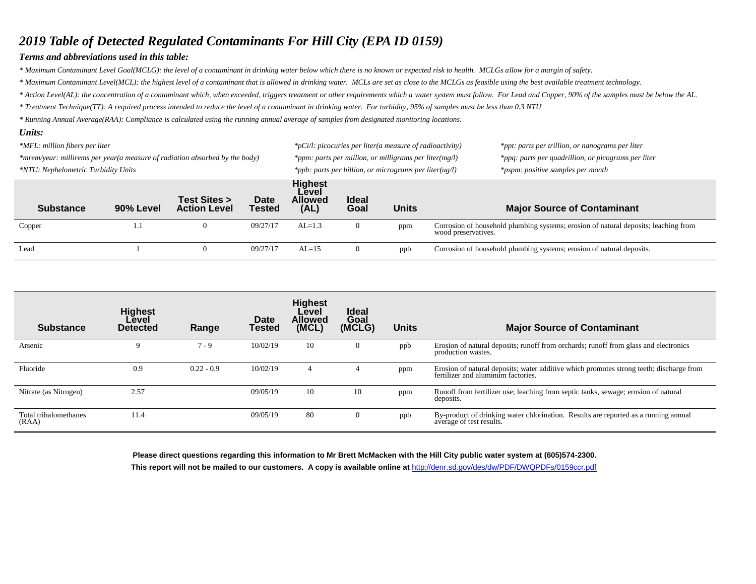# *2019 Table of Detected Regulated Contaminants For Hill City (EPA ID 0159)*

### *Terms and abbreviations used in this table:*

*\* Maximum Contaminant Level Goal(MCLG): the level of a contaminant in drinking water below which there is no known or expected risk to health. MCLGs allow for a margin of safety.*

*\* Maximum Contaminant Level(MCL): the highest level of a contaminant that is allowed in drinking water. MCLs are set as close to the MCLGs as feasible using the best available treatment technology.*

*\* Action Level(AL): the concentration of a contaminant which, when exceeded, triggers treatment or other requirements which a water system must follow. For Lead and Copper, 90% of the samples must be below the AL.*

*\* Treatment Technique(TT): A required process intended to reduce the level of a contaminant in drinking water. For turbidity, 95% of samples must be less than 0.3 NTU*

*\* Running Annual Average(RAA): Compliance is calculated using the running annual average of samples from designated monitoring locations.*

### *Units:*

*\*MFL: million fibers per liter*

*\*mrem/year: millirems per year(a measure of radiation absorbed by the body)*

*\*NTU: Nephelometric Turbidity Units*

*\*pCi/l: picocuries per liter(a measure of radioactivity)*

*\*ppm: parts per million, or milligrams per liter(mg/l)*

*\*ppb: parts per billion, or micrograms per liter(ug/l)*

*\*ppt: parts per trillion, or nanograms per liter*

*\*ppq: parts per quadrillion, or picograms per liter*

*\*pspm: positive samples per month*

| Substance | 90% Level | Test Sites > Action Level | Date Tested | Highest Level Allowed (AL) | Ideal Goal | Units | Major Source of Contaminant |
|---|---|---|---|---|---|---|---|
| Copper | 1.1 | 0 | 09/27/17 | AL=1.3 | 0 | ppm | Corrosion of household plumbing systems; erosion of natural deposits; leaching from wood preservatives. |
| Lead | 1 | 0 | 09/27/17 | AL=15 | 0 | ppb | Corrosion of household plumbing systems; erosion of natural deposits. |

| Substance | Highest Level Detected | Range | Date Tested | Highest Level Allowed (MCL) | Ideal Goal (MCLG) | Units | Major Source of Contaminant |
|---|---|---|---|---|---|---|---|
| Arsenic | 9 | 7 - 9 | 10/02/19 | 10 | 0 | ppb | Erosion of natural deposits; runoff from orchards; runoff from glass and electronics production wastes. |
| Fluoride | 0.9 | 0.22 - 0.9 | 10/02/19 | 4 | 4 | ppm | Erosion of natural deposits; water additive which promotes strong teeth; discharge from fertilizer and aluminum factories. |
| Nitrate (as Nitrogen) | 2.57 | | 09/05/19 | 10 | 10 | ppm | Runoff from fertilizer use; leaching from septic tanks, sewage; erosion of natural deposits. |
| Total trihalomethanes (RAA) | 11.4 | | 09/05/19 | 80 | 0 | ppb | By-product of drinking water chlorination. Results are reported as a running annual average of test results. |

**Please direct questions regarding this information to Mr Brett McMacken with the Hill City public water system at (605)574-2300.**

**This report will not be mailed to our customers. A copy is available online at** http://denr.sd.gov/des/dw/PDF/DWQPDFs/0159ccr.pdf